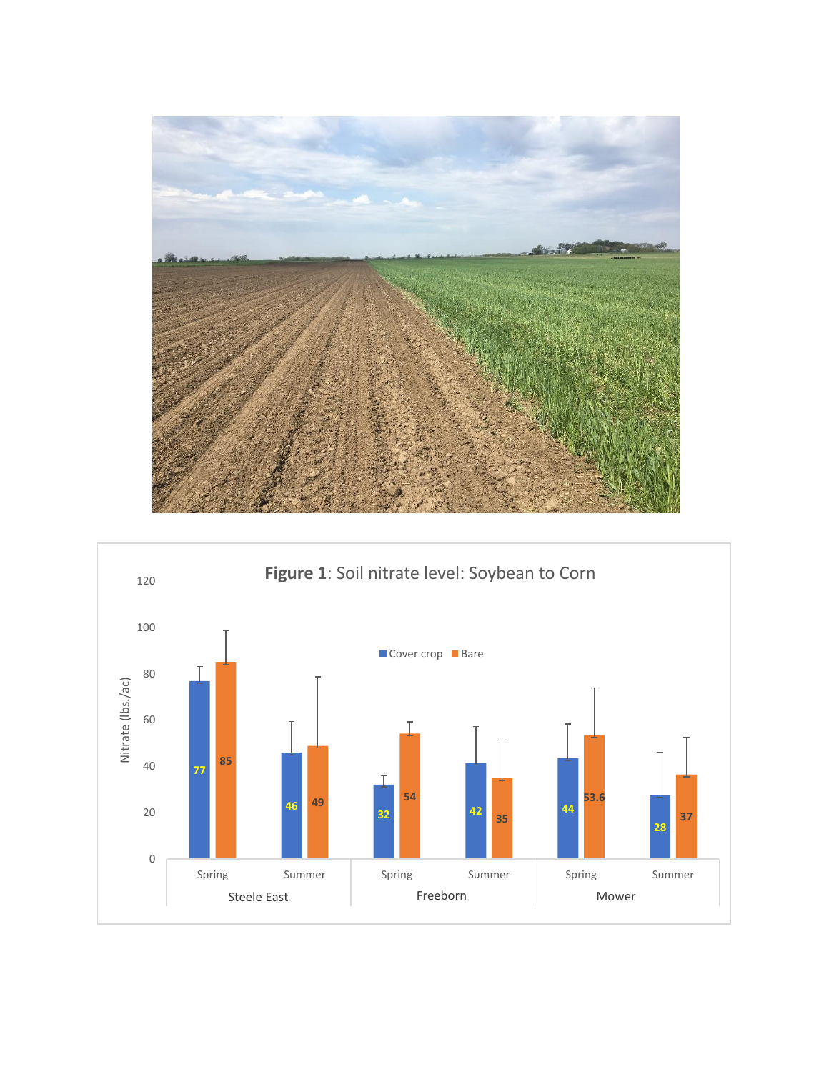**Figure 1**: Soil nitrate level: Soybean to Corn

| Site | Season | Cover crop (Nitrate lbs./ac) | Bare (Nitrate lbs./ac) |
|---|---|---|---|
| Steele East | Spring | 77 | 85 |
| Steele East | Summer | 46 | 49 |
| Freeborn | Spring | 32 | 54 |
| Freeborn | Summer | 42 | 35 |
| Mower | Spring | 44 | 53.6 |
| Mower | Summer | 28 | 37 |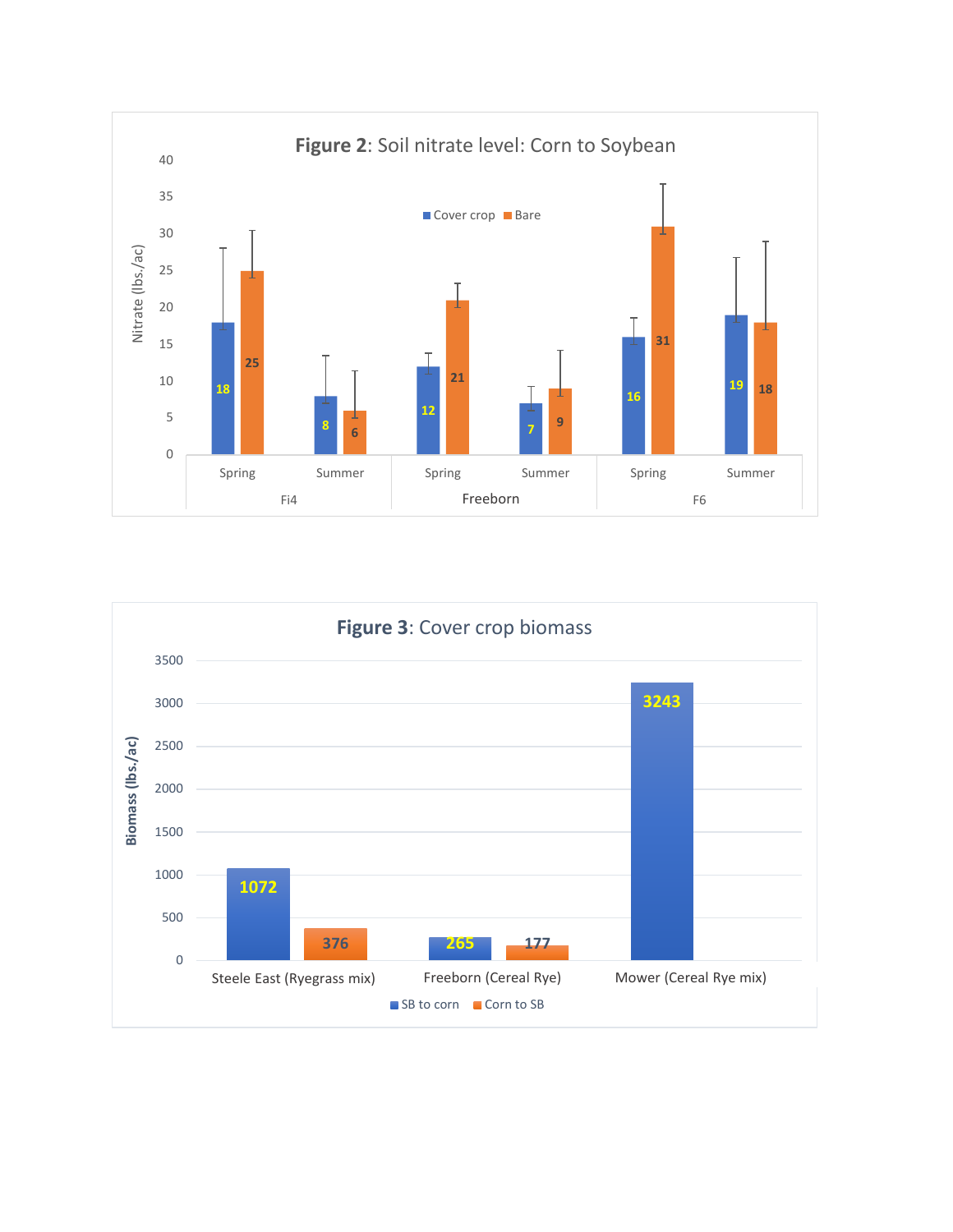**Figure 2**: Soil nitrate level: Corn to Soybean

| Site | Season | Cover crop (Nitrate, lbs./ac) | Bare (Nitrate, lbs./ac) |
|---|---|---|---|
| Fi4 | Spring | 18 | 25 |
| Fi4 | Summer | 8 | 6 |
| Freeborn | Spring | 12 | 21 |
| Freeborn | Summer | 7 | 9 |
| F6 | Spring | 16 | 31 |
| F6 | Summer | 19 | 18 |

**Figure 3**: Cover crop biomass

| Site | SB to corn (Biomass, lbs./ac) | Corn to SB (Biomass, lbs./ac) |
|---|---|---|
| Steele East (Ryegrass mix) | 1072 | 376 |
| Freeborn (Cereal Rye) | 265 | 177 |
| Mower (Cereal Rye mix) | 3243 | |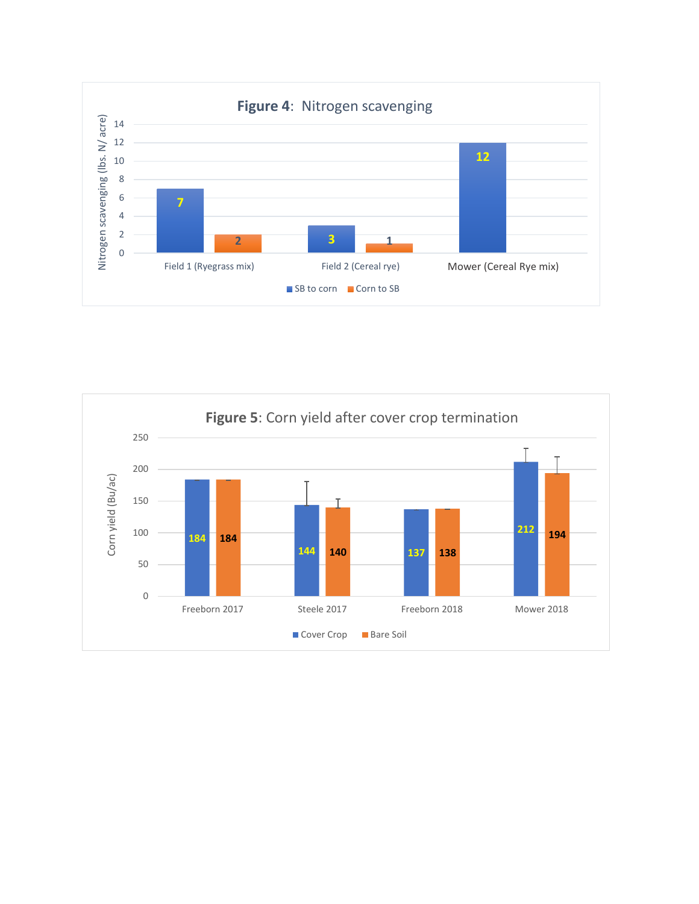**Figure 4**: Nitrogen scavenging

| | SB to corn | Corn to SB |
|---|---|---|
| Field 1 (Ryegrass mix) | 7 | 2 |
| Field 2 (Cereal rye) | 3 | 1 |
| Mower (Cereal Rye mix) | 12 | |

Nitrogen scavenging (lbs. N/ acre)

**Figure 5**: Corn yield after cover crop termination

| | Cover Crop | Bare Soil |
|---|---|---|
| Freeborn 2017 | 184 | 184 |
| Steele 2017 | 144 | 140 |
| Freeborn 2018 | 137 | 138 |
| Mower 2018 | 212 | 194 |

Corn yield (Bu/ac)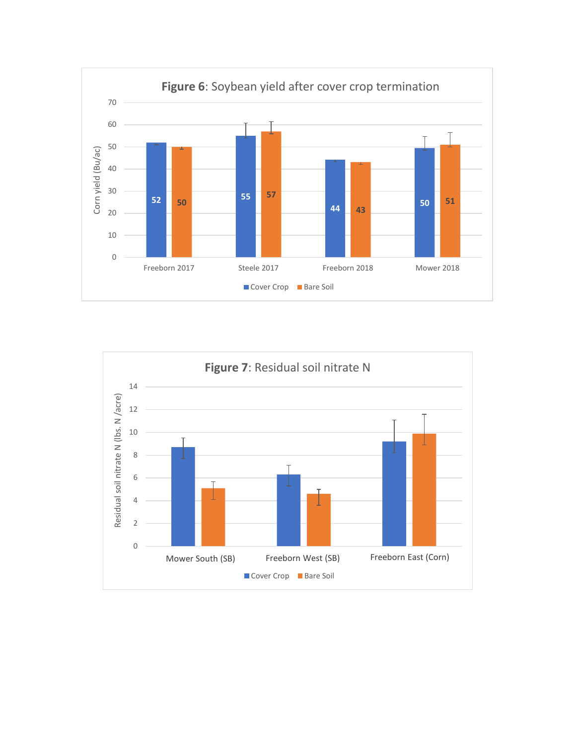**Figure 6**: Soybean yield after cover crop termination

Corn yield (Bu/ac)

| | Freeborn 2017 | Steele 2017 | Freeborn 2018 | Mower 2018 |
|---|---|---|---|---|
| Cover Crop | 52 | 55 | 44 | 50 |
| Bare Soil | 50 | 57 | 43 | 51 |

**Figure 7**: Residual soil nitrate N

Residual soil nitrate N (lbs. N /acre)

Mower South (SB) | Freeborn West (SB) | Freeborn East (Corn)

Cover Crop | Bare Soil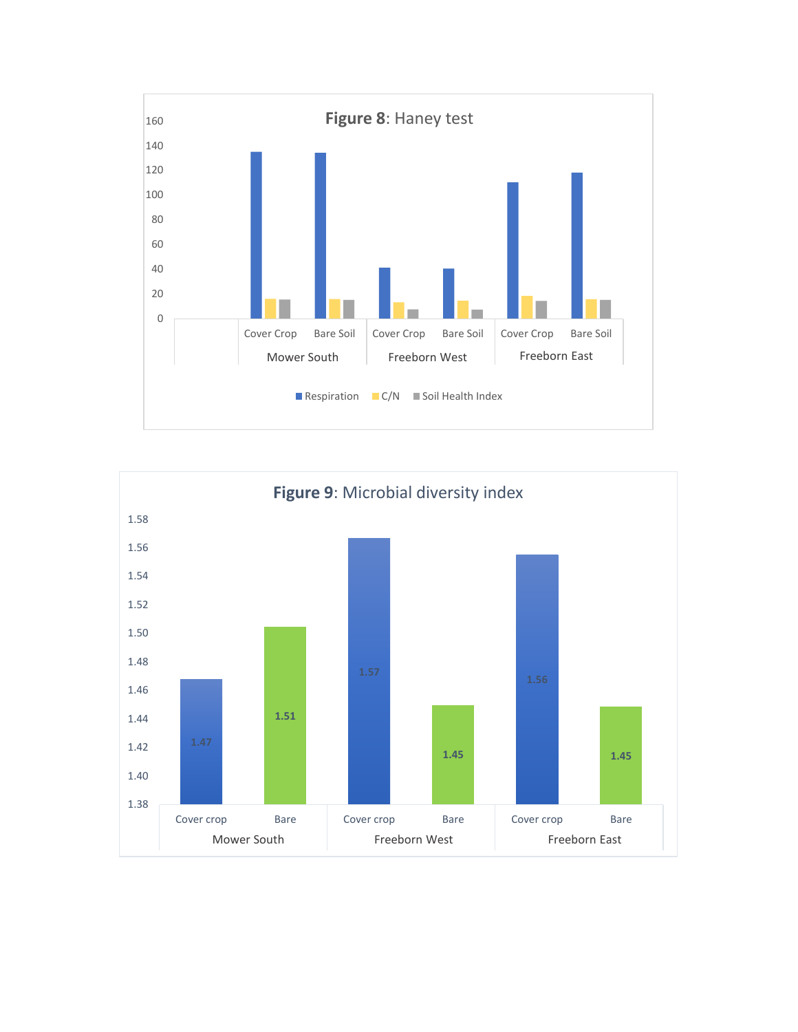**Figure 8**: Haney test

**Figure 9**: Microbial diversity index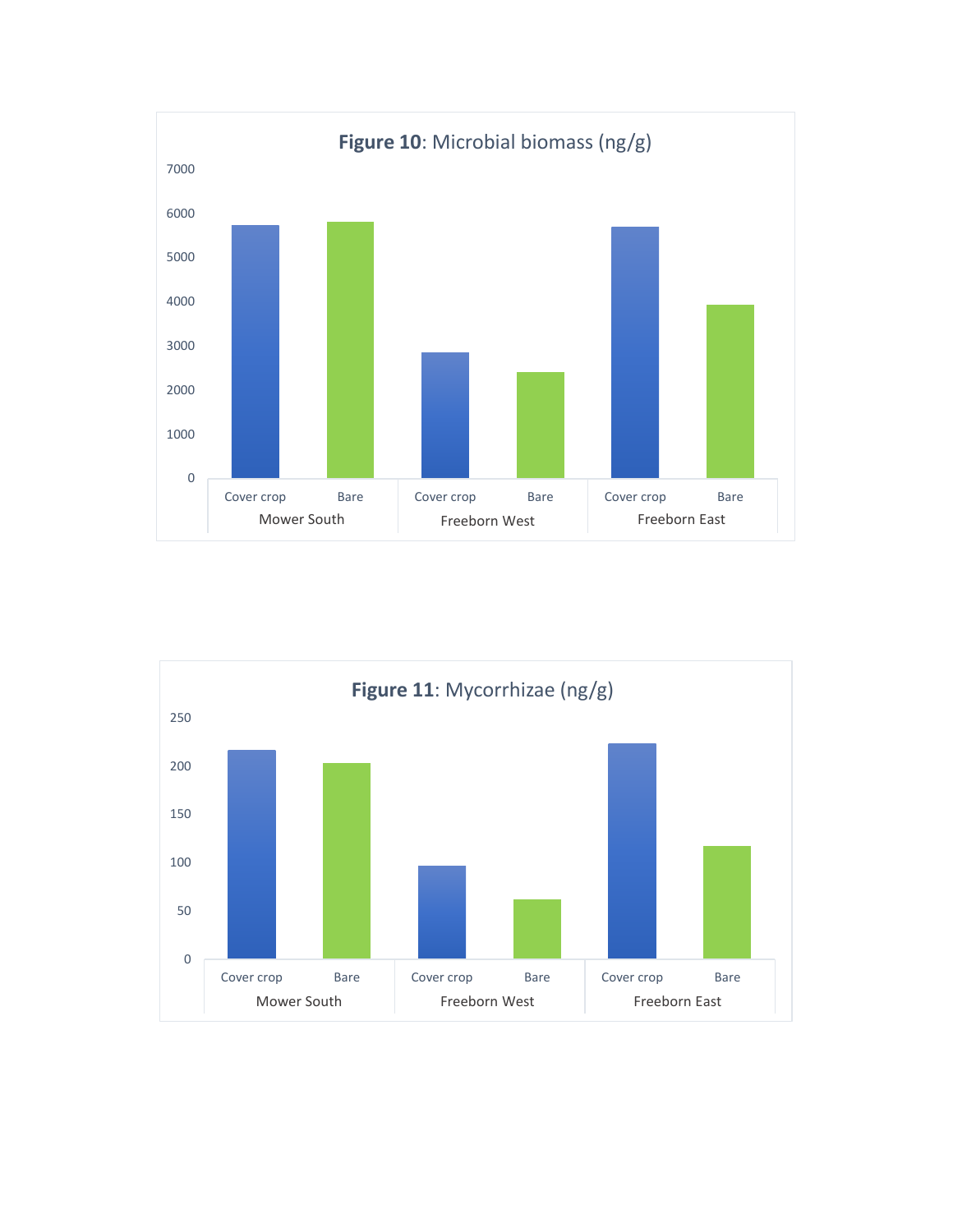**Figure 10**: Microbial biomass (ng/g)

**Figure 11**: Mycorrhizae (ng/g)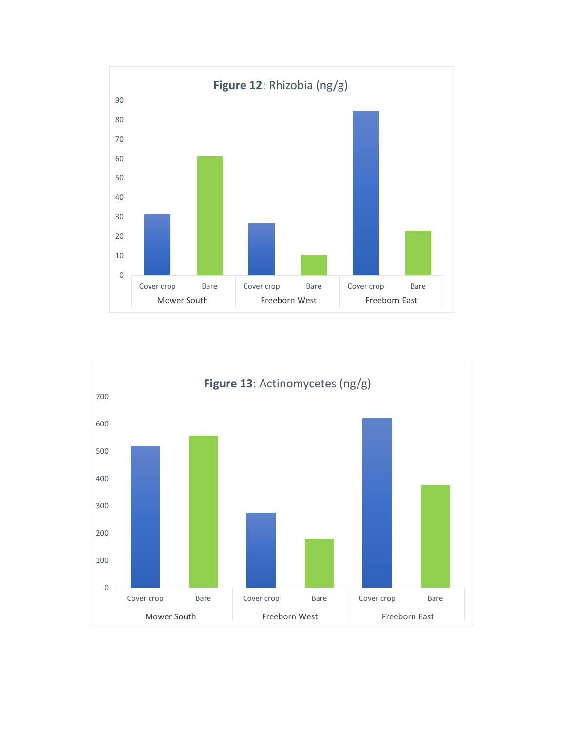**Figure 12**: Rhizobia (ng/g)

**Figure 13**: Actinomycetes (ng/g)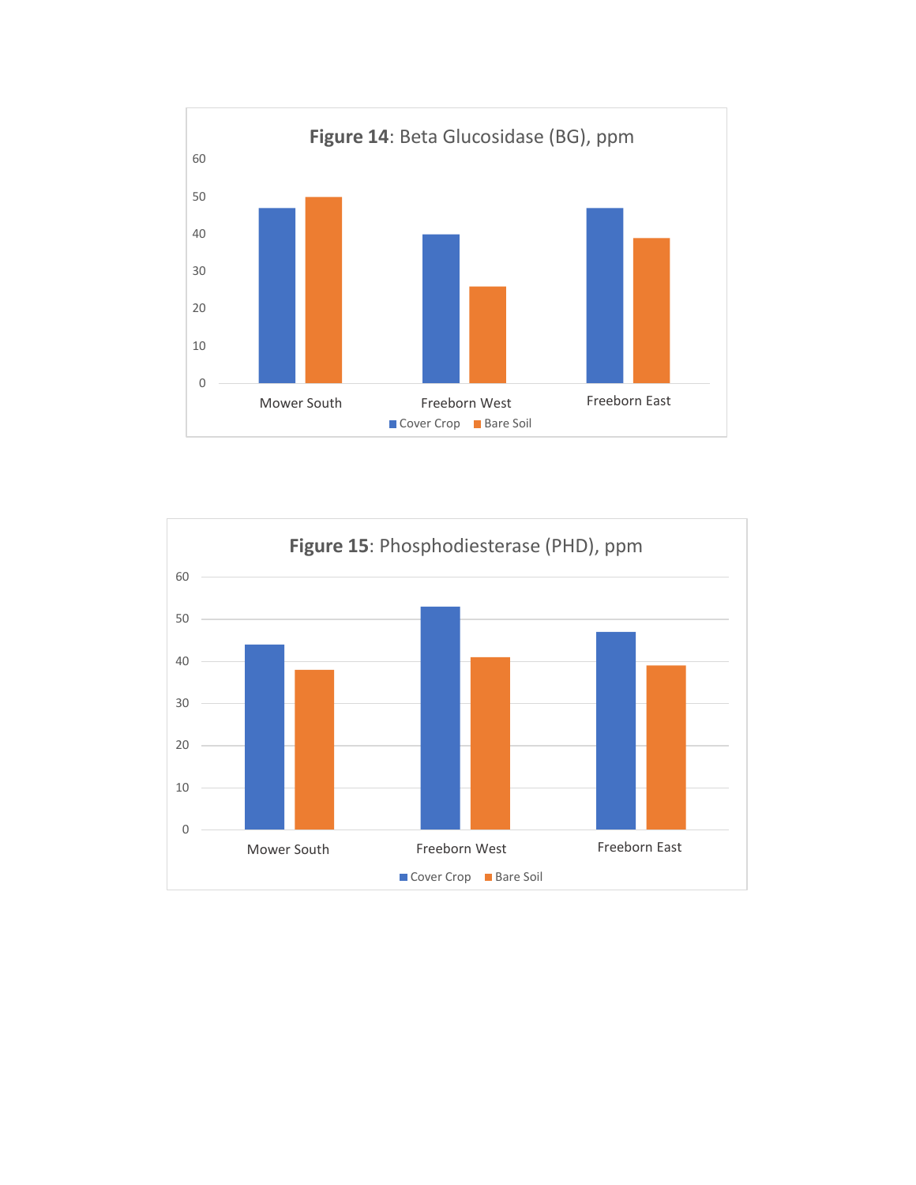**Figure 14**: Beta Glucosidase (BG), ppm

60
50
40
30
20
10
0

Mower South    Freeborn West    Freeborn East

■ Cover Crop ■ Bare Soil

**Figure 15**: Phosphodiesterase (PHD), ppm

60
50
40
30
20
10
0

Mower South    Freeborn West    Freeborn East

■ Cover Crop ■ Bare Soil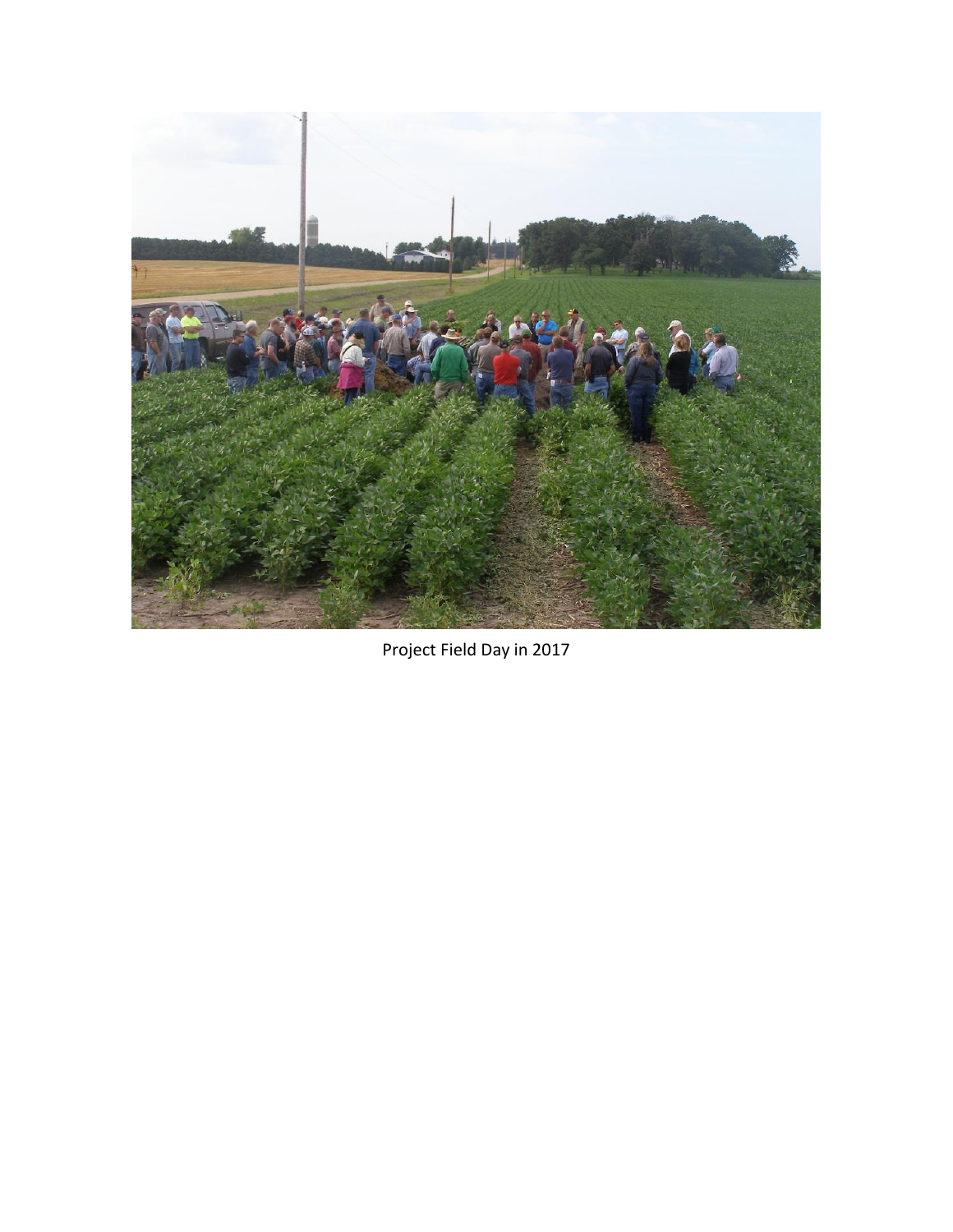Project Field Day in 2017